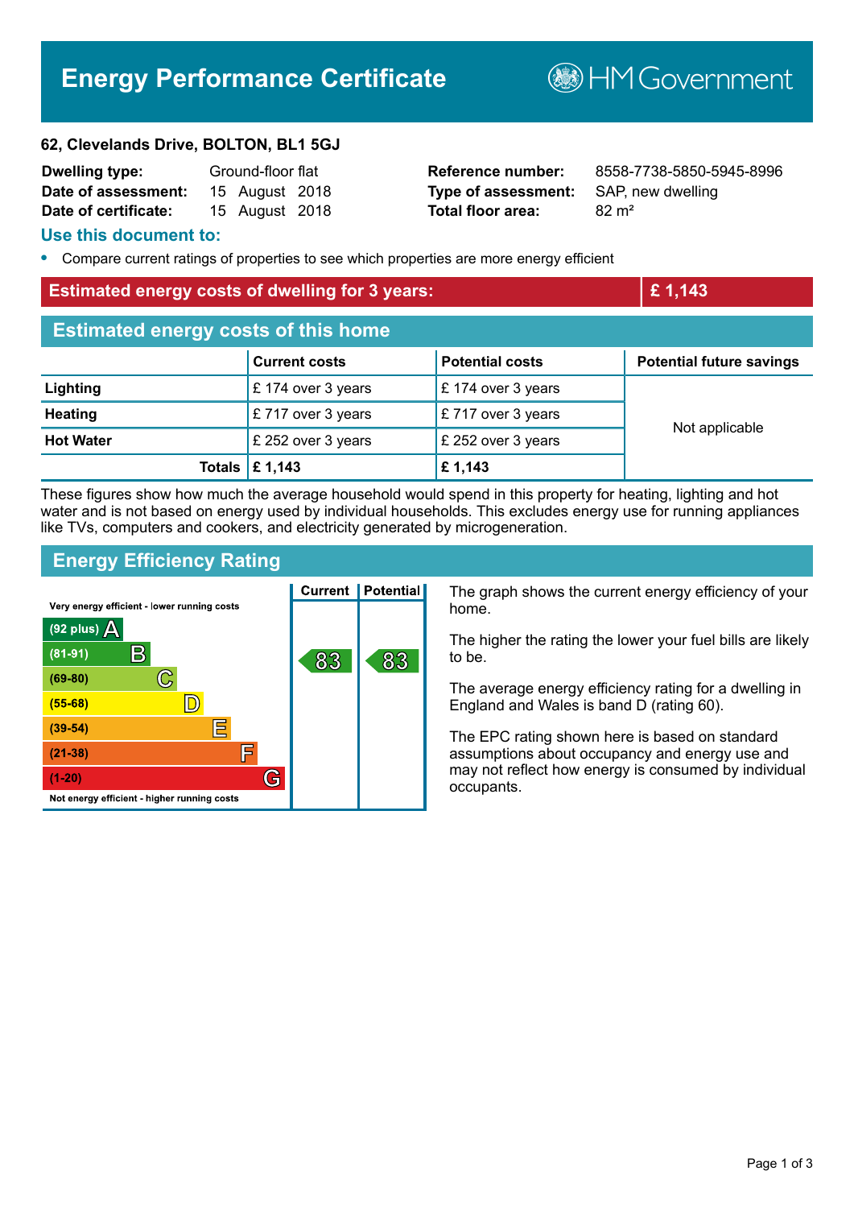# Energy Performance Certificate

HM Government

**62, Clevelands Drive, BOLTON, BL1 5GJ**

| | | | |
|---|---|---|---|
| **Dwelling type:** | Ground-floor flat | **Reference number:** | 8558-7738-5850-5945-8996 |
| **Date of assessment:** | 15 August 2018 | **Type of assessment:** | SAP, new dwelling |
| **Date of certificate:** | 15 August 2018 | **Total floor area:** | 82 m² |

## Use this document to:

- Compare current ratings of properties to see which properties are more energy efficient

| **Estimated energy costs of dwelling for 3 years:** | **£ 1,143** |
|---|---|

## Estimated energy costs of this home

| | Current costs | Potential costs | Potential future savings |
|---|---|---|---|
| **Lighting** | £ 174 over 3 years | £ 174 over 3 years | Not applicable |
| **Heating** | £ 717 over 3 years | £ 717 over 3 years | |
| **Hot Water** | £ 252 over 3 years | £ 252 over 3 years | |
| **Totals** | **£ 1,143** | **£ 1,143** | |

These figures show how much the average household would spend in this property for heating, lighting and hot water and is not based on energy used by individual households. This excludes energy use for running appliances like TVs, computers and cookers, and electricity generated by microgeneration.

## Energy Efficiency Rating

| Rating band | Current | Potential |
|---|---|---|
| Very energy efficient - lower running costs | | |
| (92 plus) A | | |
| (81-91) B | 83 | 83 |
| (69-80) C | | |
| (55-68) D | | |
| (39-54) E | | |
| (21-38) F | | |
| (1-20) G | | |
| Not energy efficient - higher running costs | | |

The graph shows the current energy efficiency of your home.

The higher the rating the lower your fuel bills are likely to be.

The average energy efficiency rating for a dwelling in England and Wales is band D (rating 60).

The EPC rating shown here is based on standard assumptions about occupancy and energy use and may not reflect how energy is consumed by individual occupants.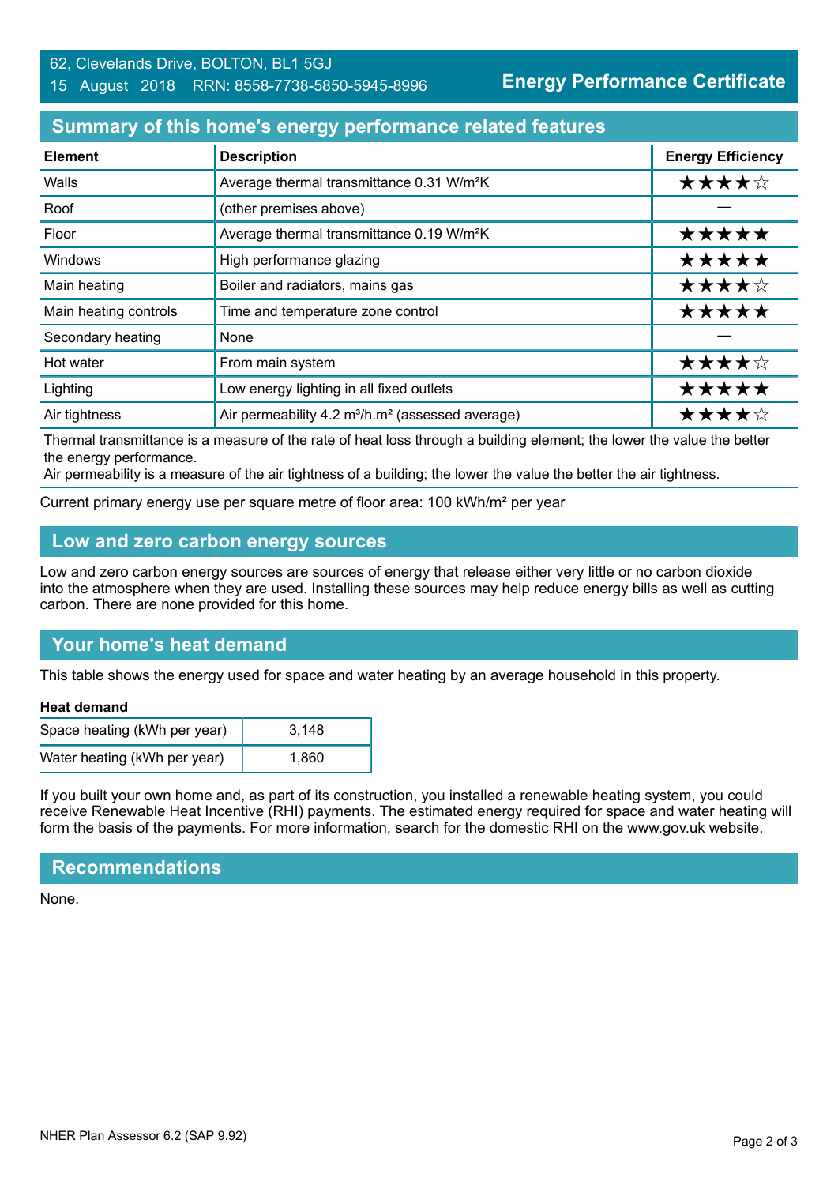62, Clevelands Drive, BOLTON, BL1 5GJ
15 August 2018 RRN: 8558-7738-5850-5945-8996

**Energy Performance Certificate**

## Summary of this home's energy performance related features

| Element | Description | Energy Efficiency |
|---|---|---|
| Walls | Average thermal transmittance 0.31 W/m²K | ★★★★☆ |
| Roof | (other premises above) | — |
| Floor | Average thermal transmittance 0.19 W/m²K | ★★★★★ |
| Windows | High performance glazing | ★★★★★ |
| Main heating | Boiler and radiators, mains gas | ★★★★☆ |
| Main heating controls | Time and temperature zone control | ★★★★★ |
| Secondary heating | None | — |
| Hot water | From main system | ★★★★☆ |
| Lighting | Low energy lighting in all fixed outlets | ★★★★★ |
| Air tightness | Air permeability 4.2 m³/h.m² (assessed average) | ★★★★☆ |

Thermal transmittance is a measure of the rate of heat loss through a building element; the lower the value the better the energy performance.
Air permeability is a measure of the air tightness of a building; the lower the value the better the air tightness.

Current primary energy use per square metre of floor area: 100 kWh/m² per year

## Low and zero carbon energy sources

Low and zero carbon energy sources are sources of energy that release either very little or no carbon dioxide into the atmosphere when they are used. Installing these sources may help reduce energy bills as well as cutting carbon. There are none provided for this home.

## Your home's heat demand

This table shows the energy used for space and water heating by an average household in this property.

**Heat demand**

| | |
|---|---|
| Space heating (kWh per year) | 3,148 |
| Water heating (kWh per year) | 1,860 |

If you built your own home and, as part of its construction, you installed a renewable heating system, you could receive Renewable Heat Incentive (RHI) payments. The estimated energy required for space and water heating will form the basis of the payments. For more information, search for the domestic RHI on the www.gov.uk website.

## Recommendations

None.

NHER Plan Assessor 6.2 (SAP 9.92)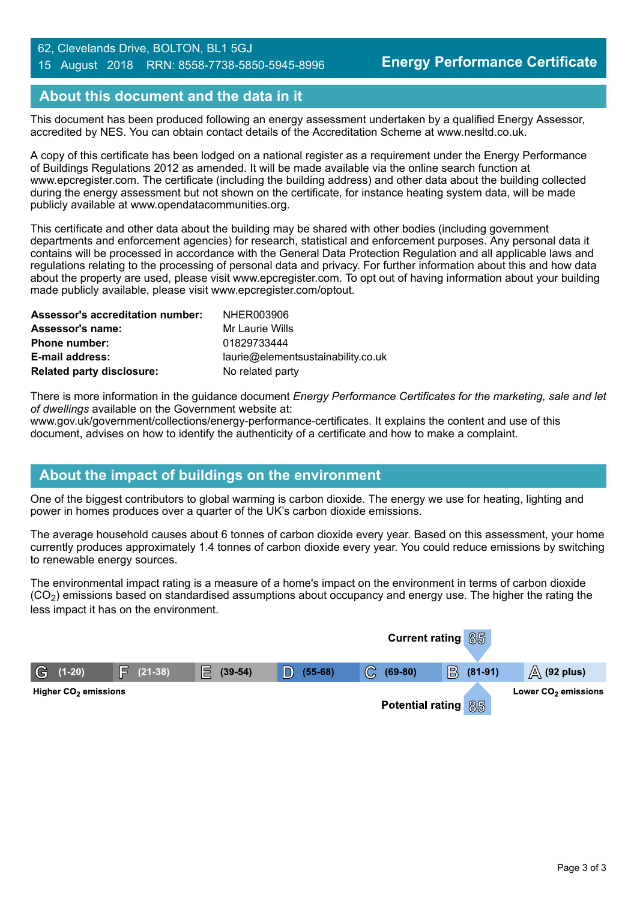62, Clevelands Drive, BOLTON, BL1 5GJ
15 August 2018 RRN: 8558-7738-5850-5945-8996

**Energy Performance Certificate**

## About this document and the data in it

This document has been produced following an energy assessment undertaken by a qualified Energy Assessor, accredited by NES. You can obtain contact details of the Accreditation Scheme at www.nesltd.co.uk.

A copy of this certificate has been lodged on a national register as a requirement under the Energy Performance of Buildings Regulations 2012 as amended. It will be made available via the online search function at www.epcregister.com. The certificate (including the building address) and other data about the building collected during the energy assessment but not shown on the certificate, for instance heating system data, will be made publicly available at www.opendatacommunities.org.

This certificate and other data about the building may be shared with other bodies (including government departments and enforcement agencies) for research, statistical and enforcement purposes. Any personal data it contains will be processed in accordance with the General Data Protection Regulation and all applicable laws and regulations relating to the processing of personal data and privacy. For further information about this and how data about the property are used, please visit www.epcregister.com. To opt out of having information about your building made publicly available, please visit www.epcregister.com/optout.

| | |
|---|---|
| **Assessor's accreditation number:** | NHER003906 |
| **Assessor's name:** | Mr Laurie Wills |
| **Phone number:** | 01829733444 |
| **E-mail address:** | laurie@elementsustainability.co.uk |
| **Related party disclosure:** | No related party |

There is more information in the guidance document *Energy Performance Certificates for the marketing, sale and let of dwellings* available on the Government website at: www.gov.uk/government/collections/energy-performance-certificates. It explains the content and use of this document, advises on how to identify the authenticity of a certificate and how to make a complaint.

## About the impact of buildings on the environment

One of the biggest contributors to global warming is carbon dioxide. The energy we use for heating, lighting and power in homes produces over a quarter of the UK's carbon dioxide emissions.

The average household causes about 6 tonnes of carbon dioxide every year. Based on this assessment, your home currently produces approximately 1.4 tonnes of carbon dioxide every year. You could reduce emissions by switching to renewable energy sources.

The environmental impact rating is a measure of a home's impact on the environment in terms of carbon dioxide ($CO_2$) emissions based on standardised assumptions about occupancy and energy use. The higher the rating the less impact it has on the environment.

Current rating 85

G (1-20) F (21-38) E (39-54) D (55-68) C (69-80) B (81-91) A (92 plus)

Higher $CO_2$ emissions

Lower $CO_2$ emissions

Potential rating 85